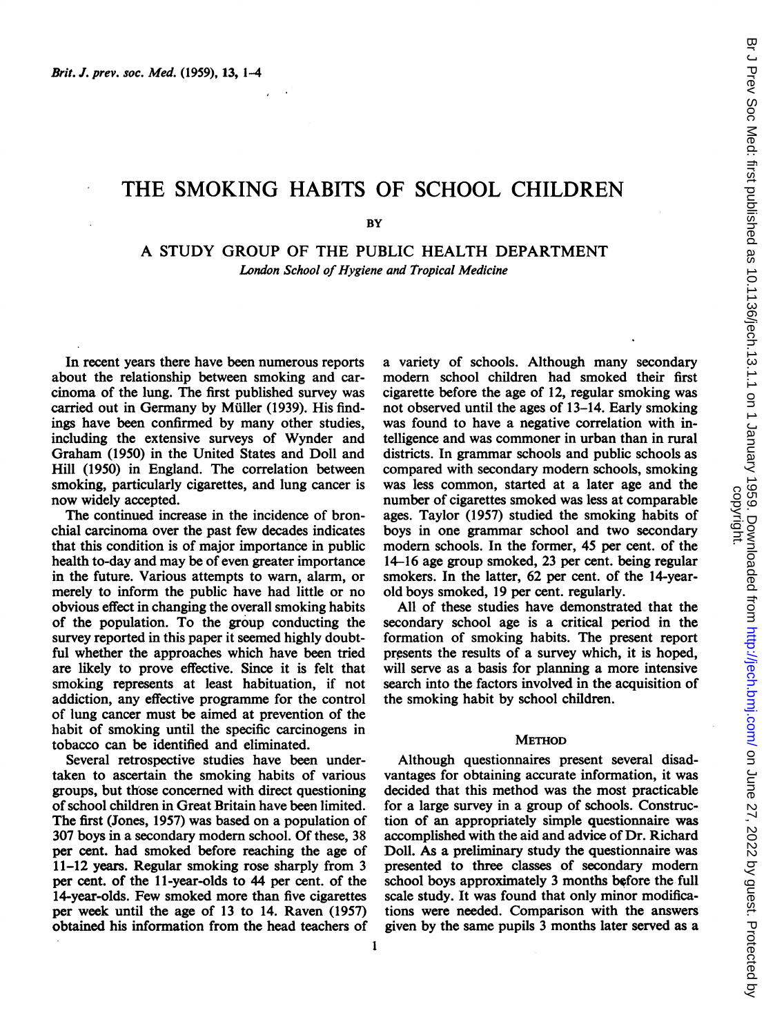# THE SMOKING HABITS OF SCHOOL CHILDREN

BY

## A STUDY GROUP OF THE PUBLIC HEALTH DEPARTMENT

*London School of Hygiene and Tropical Medicine*

In recent years there have been numerous reports about the relationship between smoking and carcinoma of the lung. The first published survey was carried out in Germany by Müller (1939). His findings have been confirmed by many other studies, including the extensive surveys of Wynder and Graham (1950) in the United States and Doll and Hill (1950) in England. The correlation between smoking, particularly cigarettes, and lung cancer is now widely accepted.

The continued increase in the incidence of bronchial carcinoma over the past few decades indicates that this condition is of major importance in public health to-day and may be of even greater importance in the future. Various attempts to warn, alarm, or merely to inform the public have had little or no obvious effect in changing the overall smoking habits of the population. To the group conducting the survey reported in this paper it seemed highly doubtful whether the approaches which have been tried are likely to prove effective. Since it is felt that smoking represents at least habituation, if not addiction, any effective programme for the control of lung cancer must be aimed at prevention of the habit of smoking until the specific carcinogens in tobacco can be identified and eliminated.

Several retrospective studies have been undertaken to ascertain the smoking habits of various groups, but those concerned with direct questioning of school children in Great Britain have been limited. The first (Jones, 1957) was based on a population of 307 boys in a secondary modern school. Of these, 38 per cent. had smoked before reaching the age of 11–12 years. Regular smoking rose sharply from 3 per cent. of the 11-year-olds to 44 per cent. of the 14-year-olds. Few smoked more than five cigarettes per week until the age of 13 to 14. Raven (1957) obtained his information from the head teachers of a variety of schools. Although many secondary modern school children had smoked their first cigarette before the age of 12, regular smoking was not observed until the ages of 13–14. Early smoking was found to have a negative correlation with intelligence and was commoner in urban than in rural districts. In grammar schools and public schools as compared with secondary modern schools, smoking was less common, started at a later age and the number of cigarettes smoked was less at comparable ages. Taylor (1957) studied the smoking habits of boys in one grammar school and two secondary modern schools. In the former, 45 per cent. of the 14–16 age group smoked, 23 per cent. being regular smokers. In the latter, 62 per cent. of the 14-year-old boys smoked, 19 per cent. regularly.

All of these studies have demonstrated that the secondary school age is a critical period in the formation of smoking habits. The present report presents the results of a survey which, it is hoped, will serve as a basis for planning a more intensive search into the factors involved in the acquisition of the smoking habit by school children.

## METHOD

Although questionnaires present several disadvantages for obtaining accurate information, it was decided that this method was the most practicable for a large survey in a group of schools. Construction of an appropriately simple questionnaire was accomplished with the aid and advice of Dr. Richard Doll. As a preliminary study the questionnaire was presented to three classes of secondary modern school boys approximately 3 months before the full scale study. It was found that only minor modifications were needed. Comparison with the answers given by the same pupils 3 months later served as a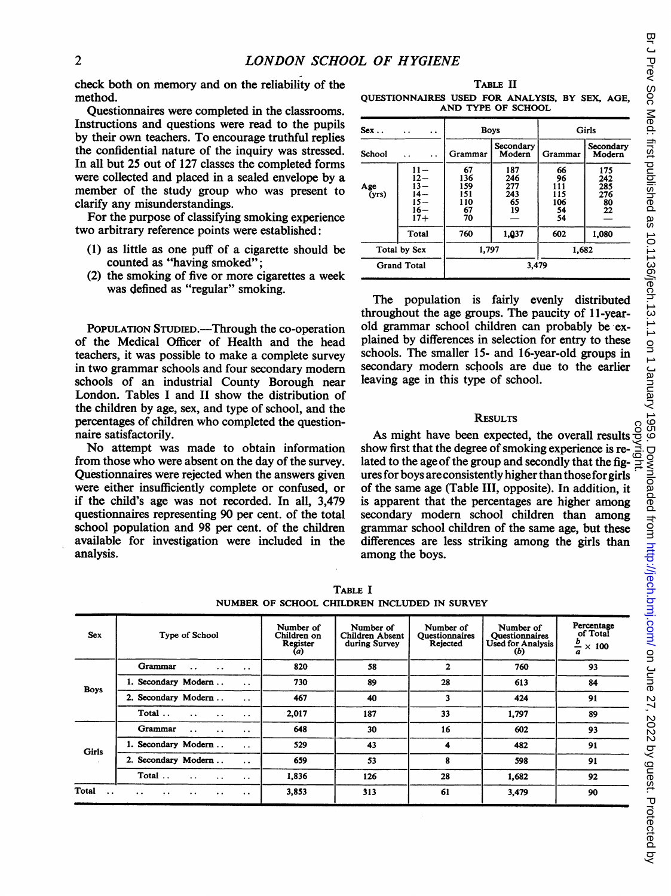check both on memory and on the reliability of the method.

Questionnaires were completed in the classrooms. Instructions and questions were read to the pupils by their own teachers. To encourage truthful replies the confidential nature of the inquiry was stressed. In all but 25 out of 127 classes the completed forms were collected and placed in a sealed envelope by a member of the study group who was present to clarify any misunderstandings.

For the purpose of classifying smoking experience two arbitrary reference points were established:

(1) as little as one puff of a cigarette should be counted as "having smoked";
(2) the smoking of five or more cigarettes a week was defined as "regular" smoking.

POPULATION STUDIED.—Through the co-operation of the Medical Officer of Health and the head teachers, it was possible to make a complete survey in two grammar schools and four secondary modern schools of an industrial County Borough near London. Tables I and II show the distribution of the children by age, sex, and type of school, and the percentages of children who completed the questionnaire satisfactorily.

No attempt was made to obtain information from those who were absent on the day of the survey. Questionnaires were rejected when the answers given were either insufficiently complete or confused, or if the child's age was not recorded. In all, 3,479 questionnaires representing 90 per cent. of the total school population and 98 per cent. of the children available for investigation were included in the analysis.

TABLE II

QUESTIONNAIRES USED FOR ANALYSIS, BY SEX, AGE, AND TYPE OF SCHOOL

| Sex | | Boys | | Girls | |
|---|---|---|---|---|---|
| School | | Grammar | Secondary Modern | Grammar | Secondary Modern |
| Age (yrs) | 11– | 67 | 187 | 66 | 175 |
| | 12– | 136 | 246 | 96 | 242 |
| | 13– | 159 | 277 | 111 | 285 |
| | 14– | 151 | 243 | 115 | 276 |
| | 15– | 110 | 65 | 106 | 80 |
| | 16– | 67 | 19 | 54 | 22 |
| | 17+ | 70 | — | 54 | — |
| | Total | 760 | 1,037 | 602 | 1,080 |
| Total by Sex | | 1,797 | | 1,682 | |
| Grand Total | | 3,479 | | | |

The population is fairly evenly distributed throughout the age groups. The paucity of 11-year-old grammar school children can probably be explained by differences in selection for entry to these schools. The smaller 15- and 16-year-old groups in secondary modern schools are due to the earlier leaving age in this type of school.

## RESULTS

As might have been expected, the overall results show first that the degree of smoking experience is related to the age of the group and secondly that the figures for boys are consistently higher than those for girls of the same age (Table III, opposite). In addition, it is apparent that the percentages are higher among secondary modern school children than among grammar school children of the same age, but these differences are less striking among the girls than among the boys.

TABLE I

NUMBER OF SCHOOL CHILDREN INCLUDED IN SURVEY

| Sex | Type of School | Number of Children on Register (a) | Number of Children Absent during Survey | Number of Questionnaires Rejected | Number of Questionnaires Used for Analysis (b) | Percentage of Total $\frac{b}{a} \times 100$ |
|---|---|---|---|---|---|---|
| Boys | Grammar | 820 | 58 | 2 | 760 | 93 |
| | 1. Secondary Modern | 730 | 89 | 28 | 613 | 84 |
| | 2. Secondary Modern | 467 | 40 | 3 | 424 | 91 |
| | Total | 2,017 | 187 | 33 | 1,797 | 89 |
| Girls | Grammar | 648 | 30 | 16 | 602 | 93 |
| | 1. Secondary Modern | 529 | 43 | 4 | 482 | 91 |
| | 2. Secondary Modern | 659 | 53 | 8 | 598 | 91 |
| | Total | 1,836 | 126 | 28 | 1,682 | 92 |
| Total | | 3,853 | 313 | 61 | 3,479 | 90 |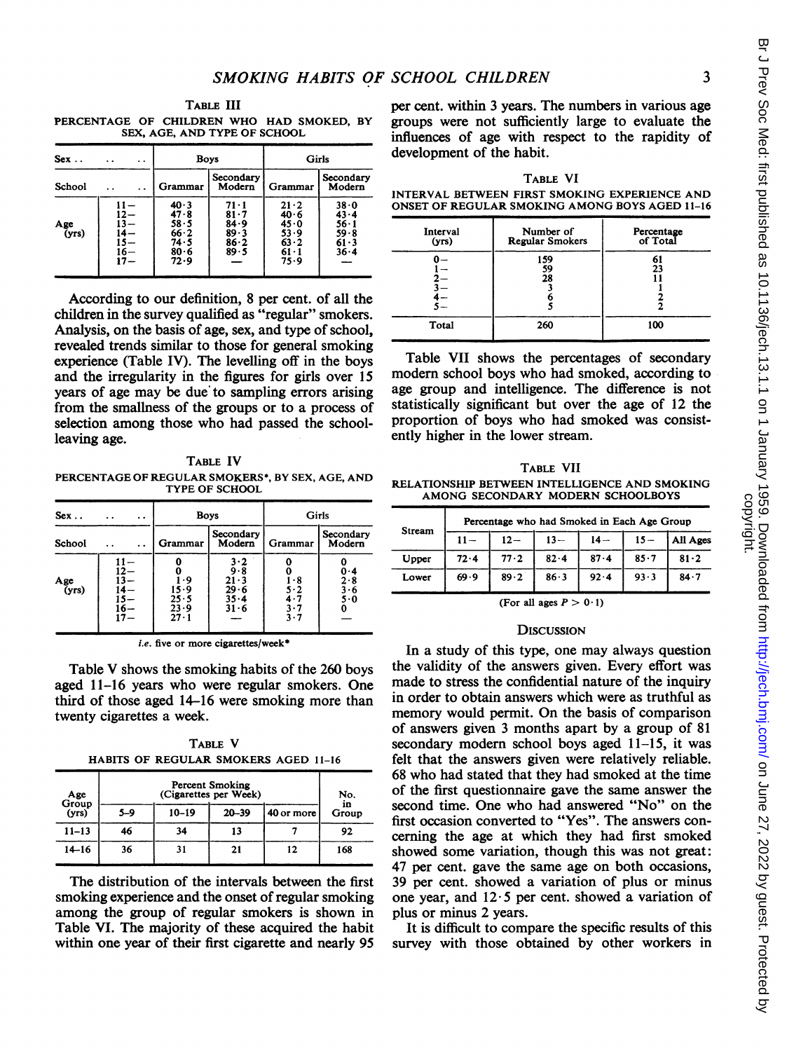Table III

PERCENTAGE OF CHILDREN WHO HAD SMOKED, BY SEX, AGE, AND TYPE OF SCHOOL

| Sex | | Boys | | Girls | |
|---|---|---|---|---|---|
| School | | Grammar | Secondary Modern | Grammar | Secondary Modern |
| Age (yrs) | 11– | 40·3 | 71·1 | 21·2 | 38·0 |
| | 12– | 47·8 | 81·7 | 40·6 | 43·4 |
| | 13– | 58·5 | 84·9 | 45·0 | 56·1 |
| | 14– | 66·2 | 89·3 | 53·9 | 59·8 |
| | 15– | 74·5 | 86·2 | 63·2 | 61·3 |
| | 16– | 80·6 | 89·5 | 61·1 | 36·4 |
| | 17– | 72·9 | — | 75·9 | — |

According to our definition, 8 per cent. of all the children in the survey qualified as "regular" smokers. Analysis, on the basis of age, sex, and type of school, revealed trends similar to those for general smoking experience (Table IV). The levelling off in the boys and the irregularity in the figures for girls over 15 years of age may be due to sampling errors arising from the smallness of the groups or to a process of selection among those who had passed the school-leaving age.

Table IV

PERCENTAGE OF REGULAR SMOKERS*, BY SEX, AGE, AND TYPE OF SCHOOL

| Sex | | Boys | | Girls | |
|---|---|---|---|---|---|
| School | | Grammar | Secondary Modern | Grammar | Secondary Modern |
| Age (yrs) | 11– | 0 | 3·2 | 0 | 0 |
| | 12– | 0 | 9·8 | 0 | 0·4 |
| | 13– | 1·9 | 21·3 | 1·8 | 2·8 |
| | 14– | 15·9 | 29·6 | 5·2 | 3·6 |
| | 15– | 25·5 | 35·4 | 4·7 | 5·0 |
| | 16– | 23·9 | 31·6 | 3·7 | 0 |
| | 17– | 27·1 | — | 3·7 | — |

*i.e.* five or more cigarettes/week*

Table V shows the smoking habits of the 260 boys aged 11–16 years who were regular smokers. One third of those aged 14–16 were smoking more than twenty cigarettes a week.

Table V

HABITS OF REGULAR SMOKERS AGED 11–16

| Age Group (yrs) | Percent Smoking (Cigarettes per Week) | | | | No. in Group |
|---|---|---|---|---|---|
| | 5–9 | 10–19 | 20–39 | 40 or more | |
| 11–13 | 46 | 34 | 13 | 7 | 92 |
| 14–16 | 36 | 31 | 21 | 12 | 168 |

The distribution of the intervals between the first smoking experience and the onset of regular smoking among the group of regular smokers is shown in Table VI. The majority of these acquired the habit within one year of their first cigarette and nearly 95 per cent. within 3 years. The numbers in various age groups were not sufficiently large to evaluate the influences of age with respect to the rapidity of development of the habit.

Table VI

INTERVAL BETWEEN FIRST SMOKING EXPERIENCE AND ONSET OF REGULAR SMOKING AMONG BOYS AGED 11–16

| Interval (yrs) | Number of Regular Smokers | Percentage of Total |
|---|---|---|
| 0– | 159 | 61 |
| 1– | 59 | 23 |
| 2– | 28 | 11 |
| 3– | 3 | 1 |
| 4– | 6 | 2 |
| 5– | 5 | 2 |
| Total | 260 | 100 |

Table VII shows the percentages of secondary modern school boys who had smoked, according to age group and intelligence. The difference is not statistically significant but over the age of 12 the proportion of boys who had smoked was consistently higher in the lower stream.

Table VII

RELATIONSHIP BETWEEN INTELLIGENCE AND SMOKING AMONG SECONDARY MODERN SCHOOLBOYS

| Stream | Percentage who had Smoked in Each Age Group | | | | | |
|---|---|---|---|---|---|---|
| | 11– | 12– | 13– | 14– | 15– | All Ages |
| Upper | 72·4 | 77·2 | 82·4 | 87·4 | 85·7 | 81·2 |
| Lower | 69·9 | 89·2 | 86·3 | 92·4 | 93·3 | 84·7 |

(For all ages $P > 0·1$)

## Discussion

In a study of this type, one may always question the validity of the answers given. Every effort was made to stress the confidential nature of the inquiry in order to obtain answers which were as truthful as memory would permit. On the basis of comparison of answers given 3 months apart by a group of 81 secondary modern school boys aged 11–15, it was felt that the answers given were relatively reliable. 68 who had stated that they had smoked at the time of the first questionnaire gave the same answer the second time. One who had answered "No" on the first occasion converted to "Yes". The answers concerning the age at which they had first smoked showed some variation, though this was not great: 47 per cent. gave the same age on both occasions, 39 per cent. showed a variation of plus or minus one year, and 12·5 per cent. showed a variation of plus or minus 2 years.

It is difficult to compare the specific results of this survey with those obtained by other workers in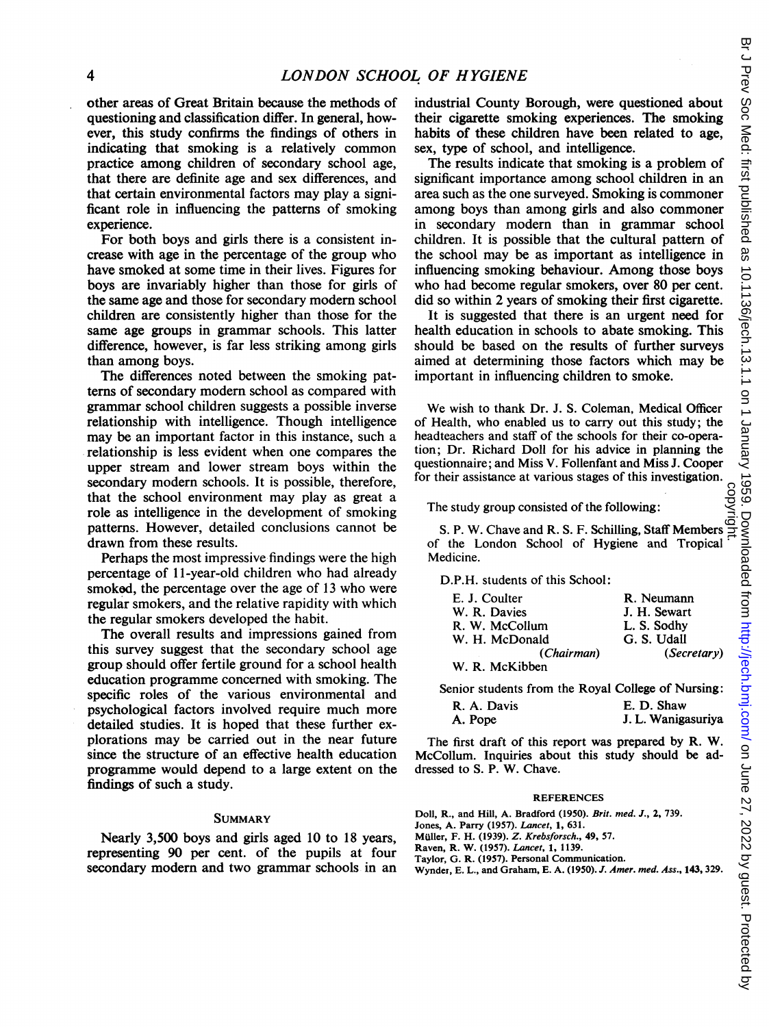other areas of Great Britain because the methods of questioning and classification differ. In general, however, this study confirms the findings of others in indicating that smoking is a relatively common practice among children of secondary school age, that there are definite age and sex differences, and that certain environmental factors may play a significant role in influencing the patterns of smoking experience.

For both boys and girls there is a consistent increase with age in the percentage of the group who have smoked at some time in their lives. Figures for boys are invariably higher than those for girls of the same age and those for secondary modern school children are consistently higher than those for the same age groups in grammar schools. This latter difference, however, is far less striking among girls than among boys.

The differences noted between the smoking patterns of secondary modern school as compared with grammar school children suggests a possible inverse relationship with intelligence. Though intelligence may be an important factor in this instance, such a relationship is less evident when one compares the upper stream and lower stream boys within the secondary modern schools. It is possible, therefore, that the school environment may play as great a role as intelligence in the development of smoking patterns. However, detailed conclusions cannot be drawn from these results.

Perhaps the most impressive findings were the high percentage of 11-year-old children who had already smoked, the percentage over the age of 13 who were regular smokers, and the relative rapidity with which the regular smokers developed the habit.

The overall results and impressions gained from this survey suggest that the secondary school age group should offer fertile ground for a school health education programme concerned with smoking. The specific roles of the various environmental and psychological factors involved require much more detailed studies. It is hoped that these further explorations may be carried out in the near future since the structure of an effective health education programme would depend to a large extent on the findings of such a study.

## Summary

Nearly 3,500 boys and girls aged 10 to 18 years, representing 90 per cent. of the pupils at four secondary modern and two grammar schools in an industrial County Borough, were questioned about their cigarette smoking experiences. The smoking habits of these children have been related to age, sex, type of school, and intelligence.

The results indicate that smoking is a problem of significant importance among school children in an area such as the one surveyed. Smoking is commoner among boys than among girls and also commoner in secondary modern than in grammar school children. It is possible that the cultural pattern of the school may be as important as intelligence in influencing smoking behaviour. Among those boys who had become regular smokers, over 80 per cent. did so within 2 years of smoking their first cigarette.

It is suggested that there is an urgent need for health education in schools to abate smoking. This should be based on the results of further surveys aimed at determining those factors which may be important in influencing children to smoke.

We wish to thank Dr. J. S. Coleman, Medical Officer of Health, who enabled us to carry out this study; the headteachers and staff of the schools for their co-operation; Dr. Richard Doll for his advice in planning the questionnaire; and Miss V. Follenfant and Miss J. Cooper for their assistance at various stages of this investigation.

The study group consisted of the following:

S. P. W. Chave and R. S. F. Schilling, Staff Members of the London School of Hygiene and Tropical Medicine.

D.P.H. students of this School:

| | |
|---|---|
| E. J. Coulter | R. Neumann |
| W. R. Davies | J. H. Sewart |
| R. W. McCollum | L. S. Sodhy |
| W. H. McDonald (*Chairman*) | G. S. Udall (*Secretary*) |
| W. R. McKibben | |

Senior students from the Royal College of Nursing:

| | |
|---|---|
| R. A. Davis | E. D. Shaw |
| A. Pope | J. L. Wanigasuriya |

The first draft of this report was prepared by R. W. McCollum. Inquiries about this study should be addressed to S. P. W. Chave.

## References

Doll, R., and Hill, A. Bradford (1950). *Brit. med. J.*, **2**, 739.
Jones, A. Parry (1957). *Lancet*, **1**, 631.
Müller, F. H. (1939). *Z. Krebsforsch.*, **49**, 57.
Raven, R. W. (1957). *Lancet*, **1**, 1139.
Taylor, G. R. (1957). Personal Communication.
Wynder, E. L., and Graham, E. A. (1950). *J. Amer. med. Ass.*, **143**, 329.